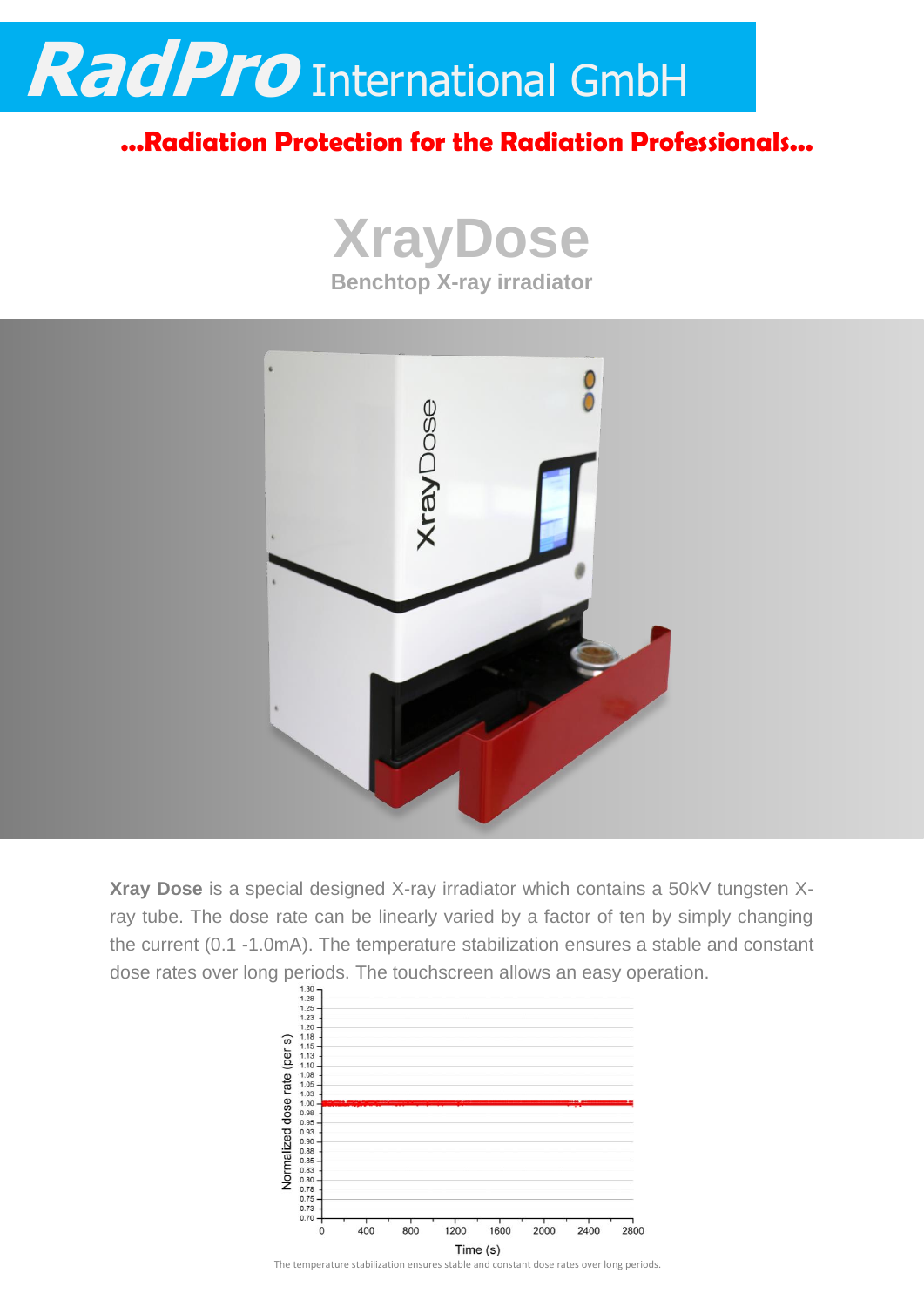# RadPro International GmbH

**...Radiation Protection for the Radiation Professionals...**

# XrayDose

## Benchtop X-ray irradiator

**Xray Dose** is a special designed X-ray irradiator which contains a 50kV tungsten X-ray tube. The dose rate can be linearly varied by a factor of ten by simply changing the current (0.1 -1.0mA). The temperature stabilization ensures a stable and constant dose rates over long periods. The touchscreen allows an easy operation.

The temperature stabilization ensures stable and constant dose rates over long periods.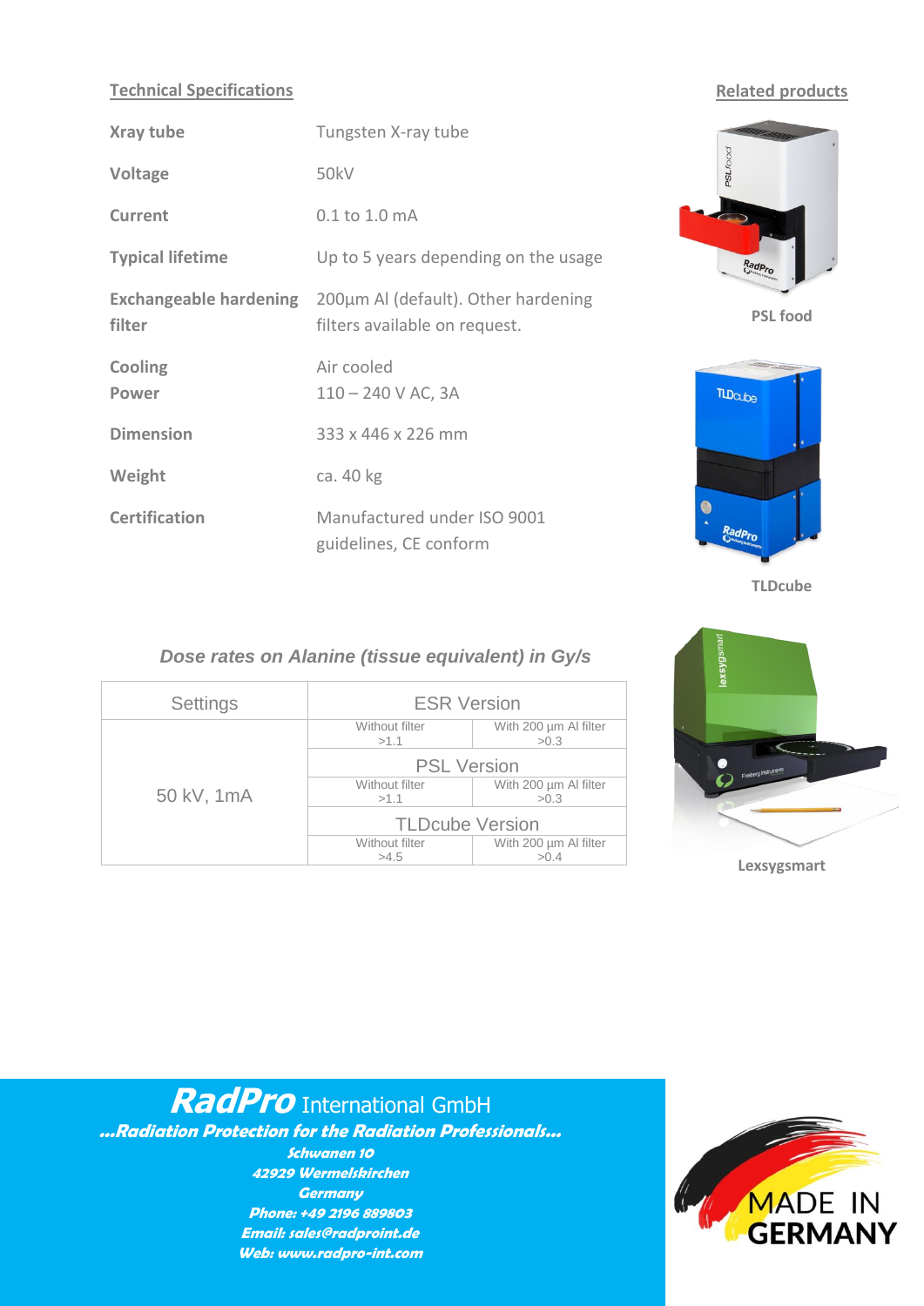## Technical Specifications

| | |
|---|---|
| **Xray tube** | Tungsten X-ray tube |
| **Voltage** | 50kV |
| **Current** | 0.1 to 1.0 mA |
| **Typical lifetime** | Up to 5 years depending on the usage |
| **Exchangeable hardening filter** | 200µm Al (default). Other hardening filters available on request. |
| **Cooling** | Air cooled |
| **Power** | 110 – 240 V AC, 3A |
| **Dimension** | 333 x 446 x 226 mm |
| **Weight** | ca. 40 kg |
| **Certification** | Manufactured under ISO 9001 guidelines, CE conform |

## Related products

PSL food

TLDcube

Lexsygsmart

### *Dose rates on Alanine (tissue equivalent) in Gy/s*

| Settings | ESR Version | |
|---|---|---|
| 50 kV, 1mA | Without filter >1.1 | With 200 µm Al filter >0.3 |
| | PSL Version | |
| | Without filter >1.1 | With 200 µm Al filter >0.3 |
| | TLDcube Version | |
| | Without filter >4.5 | With 200 µm Al filter >0.4 |

**RadPro** International GmbH

***...Radiation Protection for the Radiation Professionals...***

***Schwanen 10***
***42929 Wermelskirchen***
***Germany***
***Phone: +49 2196 889803***
***Email: sales@radproint.de***
***Web: www.radpro-int.com***

MADE IN GERMANY